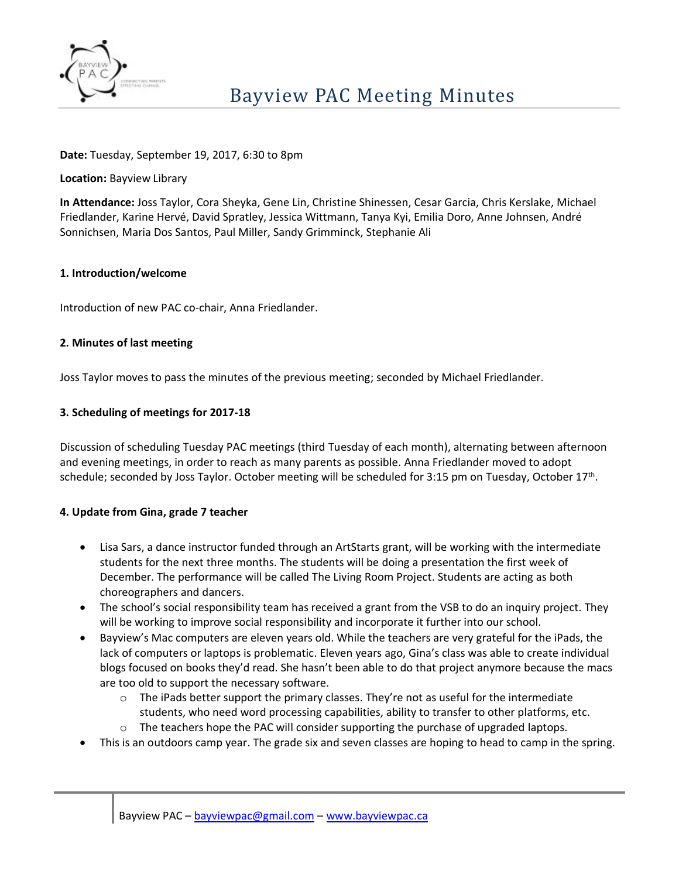# Bayview PAC Meeting Minutes

**Date:** Tuesday, September 19, 2017, 6:30 to 8pm

**Location:** Bayview Library

**In Attendance:** Joss Taylor, Cora Sheyka, Gene Lin, Christine Shinessen, Cesar Garcia, Chris Kerslake, Michael Friedlander, Karine Hervé, David Spratley, Jessica Wittmann, Tanya Kyi, Emilia Doro, Anne Johnsen, André Sonnichsen, Maria Dos Santos, Paul Miller, Sandy Grimminck, Stephanie Ali

**1. Introduction/welcome**

Introduction of new PAC co-chair, Anna Friedlander.

**2. Minutes of last meeting**

Joss Taylor moves to pass the minutes of the previous meeting; seconded by Michael Friedlander.

**3. Scheduling of meetings for 2017-18**

Discussion of scheduling Tuesday PAC meetings (third Tuesday of each month), alternating between afternoon and evening meetings, in order to reach as many parents as possible. Anna Friedlander moved to adopt schedule; seconded by Joss Taylor. October meeting will be scheduled for 3:15 pm on Tuesday, October 17th.

**4. Update from Gina, grade 7 teacher**

- Lisa Sars, a dance instructor funded through an ArtStarts grant, will be working with the intermediate students for the next three months. The students will be doing a presentation the first week of December. The performance will be called The Living Room Project. Students are acting as both choreographers and dancers.
- The school's social responsibility team has received a grant from the VSB to do an inquiry project. They will be working to improve social responsibility and incorporate it further into our school.
- Bayview's Mac computers are eleven years old. While the teachers are very grateful for the iPads, the lack of computers or laptops is problematic. Eleven years ago, Gina's class was able to create individual blogs focused on books they'd read. She hasn't been able to do that project anymore because the macs are too old to support the necessary software.
  - The iPads better support the primary classes. They're not as useful for the intermediate students, who need word processing capabilities, ability to transfer to other platforms, etc.
  - The teachers hope the PAC will consider supporting the purchase of upgraded laptops.
- This is an outdoors camp year. The grade six and seven classes are hoping to head to camp in the spring.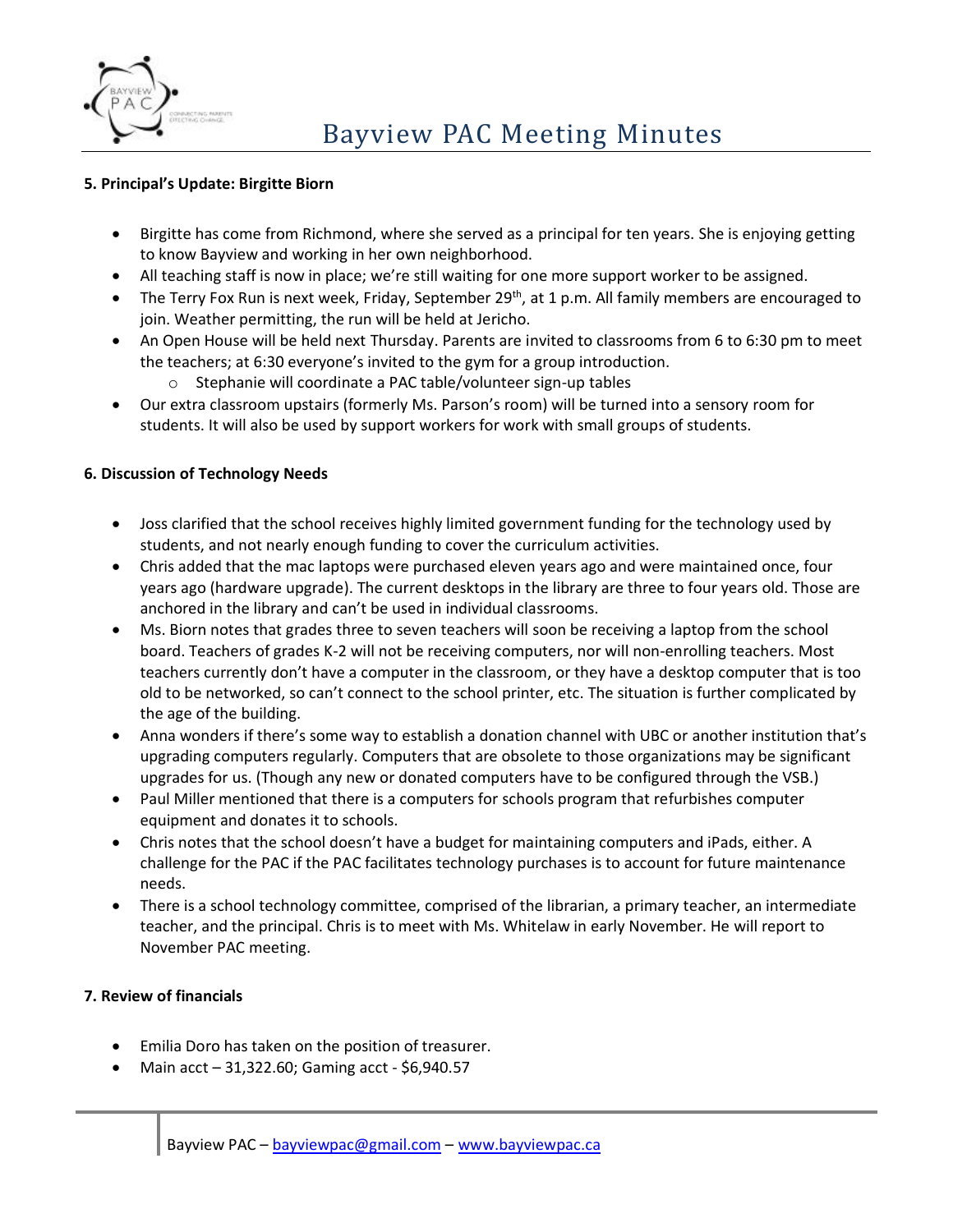#### 5. Principal's Update: Birgitte Biorn

- Birgitte has come from Richmond, where she served as a principal for ten years. She is enjoying getting to know Bayview and working in her own neighborhood.
- All teaching staff is now in place; we're still waiting for one more support worker to be assigned.
- The Terry Fox Run is next week, Friday, September 29th, at 1 p.m. All family members are encouraged to join. Weather permitting, the run will be held at Jericho.
- An Open House will be held next Thursday. Parents are invited to classrooms from 6 to 6:30 pm to meet the teachers; at 6:30 everyone's invited to the gym for a group introduction.
  - Stephanie will coordinate a PAC table/volunteer sign-up tables
- Our extra classroom upstairs (formerly Ms. Parson's room) will be turned into a sensory room for students. It will also be used by support workers for work with small groups of students.

#### 6. Discussion of Technology Needs

- Joss clarified that the school receives highly limited government funding for the technology used by students, and not nearly enough funding to cover the curriculum activities.
- Chris added that the mac laptops were purchased eleven years ago and were maintained once, four years ago (hardware upgrade). The current desktops in the library are three to four years old. Those are anchored in the library and can't be used in individual classrooms.
- Ms. Biorn notes that grades three to seven teachers will soon be receiving a laptop from the school board. Teachers of grades K-2 will not be receiving computers, nor will non-enrolling teachers. Most teachers currently don't have a computer in the classroom, or they have a desktop computer that is too old to be networked, so can't connect to the school printer, etc. The situation is further complicated by the age of the building.
- Anna wonders if there's some way to establish a donation channel with UBC or another institution that's upgrading computers regularly. Computers that are obsolete to those organizations may be significant upgrades for us. (Though any new or donated computers have to be configured through the VSB.)
- Paul Miller mentioned that there is a computers for schools program that refurbishes computer equipment and donates it to schools.
- Chris notes that the school doesn't have a budget for maintaining computers and iPads, either. A challenge for the PAC if the PAC facilitates technology purchases is to account for future maintenance needs.
- There is a school technology committee, comprised of the librarian, a primary teacher, an intermediate teacher, and the principal. Chris is to meet with Ms. Whitelaw in early November. He will report to November PAC meeting.

#### 7. Review of financials

- Emilia Doro has taken on the position of treasurer.
- Main acct – 31,322.60; Gaming acct - $6,940.57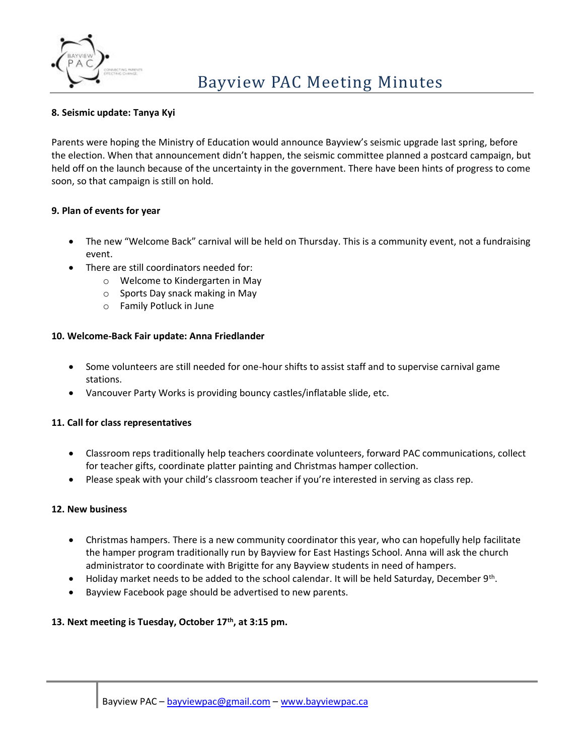**8. Seismic update: Tanya Kyi**

Parents were hoping the Ministry of Education would announce Bayview's seismic upgrade last spring, before the election. When that announcement didn't happen, the seismic committee planned a postcard campaign, but held off on the launch because of the uncertainty in the government. There have been hints of progress to come soon, so that campaign is still on hold.

**9. Plan of events for year**

- The new "Welcome Back" carnival will be held on Thursday. This is a community event, not a fundraising event.
- There are still coordinators needed for:
  - Welcome to Kindergarten in May
  - Sports Day snack making in May
  - Family Potluck in June

**10. Welcome-Back Fair update: Anna Friedlander**

- Some volunteers are still needed for one-hour shifts to assist staff and to supervise carnival game stations.
- Vancouver Party Works is providing bouncy castles/inflatable slide, etc.

**11. Call for class representatives**

- Classroom reps traditionally help teachers coordinate volunteers, forward PAC communications, collect for teacher gifts, coordinate platter painting and Christmas hamper collection.
- Please speak with your child's classroom teacher if you're interested in serving as class rep.

**12. New business**

- Christmas hampers. There is a new community coordinator this year, who can hopefully help facilitate the hamper program traditionally run by Bayview for East Hastings School. Anna will ask the church administrator to coordinate with Brigitte for any Bayview students in need of hampers.
- Holiday market needs to be added to the school calendar. It will be held Saturday, December 9th.
- Bayview Facebook page should be advertised to new parents.

**13. Next meeting is Tuesday, October 17th, at 3:15 pm.**